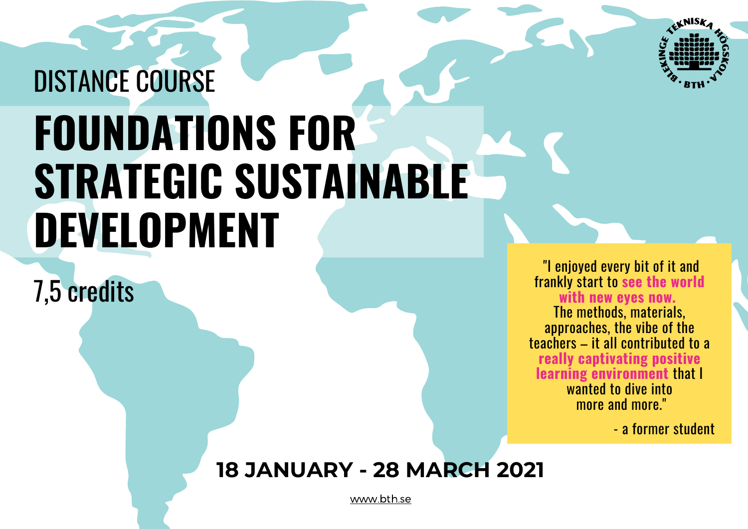DISTANCE COURSE

# FOUNDATIONS FOR STRATEGIC SUSTAINABLE DEVELOPMENT

7,5 credits

"I enjoyed every bit of it and frankly start to **see the world with new eyes now.** The methods, materials, approaches, the vibe of the teachers – it all contributed to a **really captivating positive learning environment** that I wanted to dive into more and more."

- a former student

**18 JANUARY - 28 MARCH 2021**

www.bth.se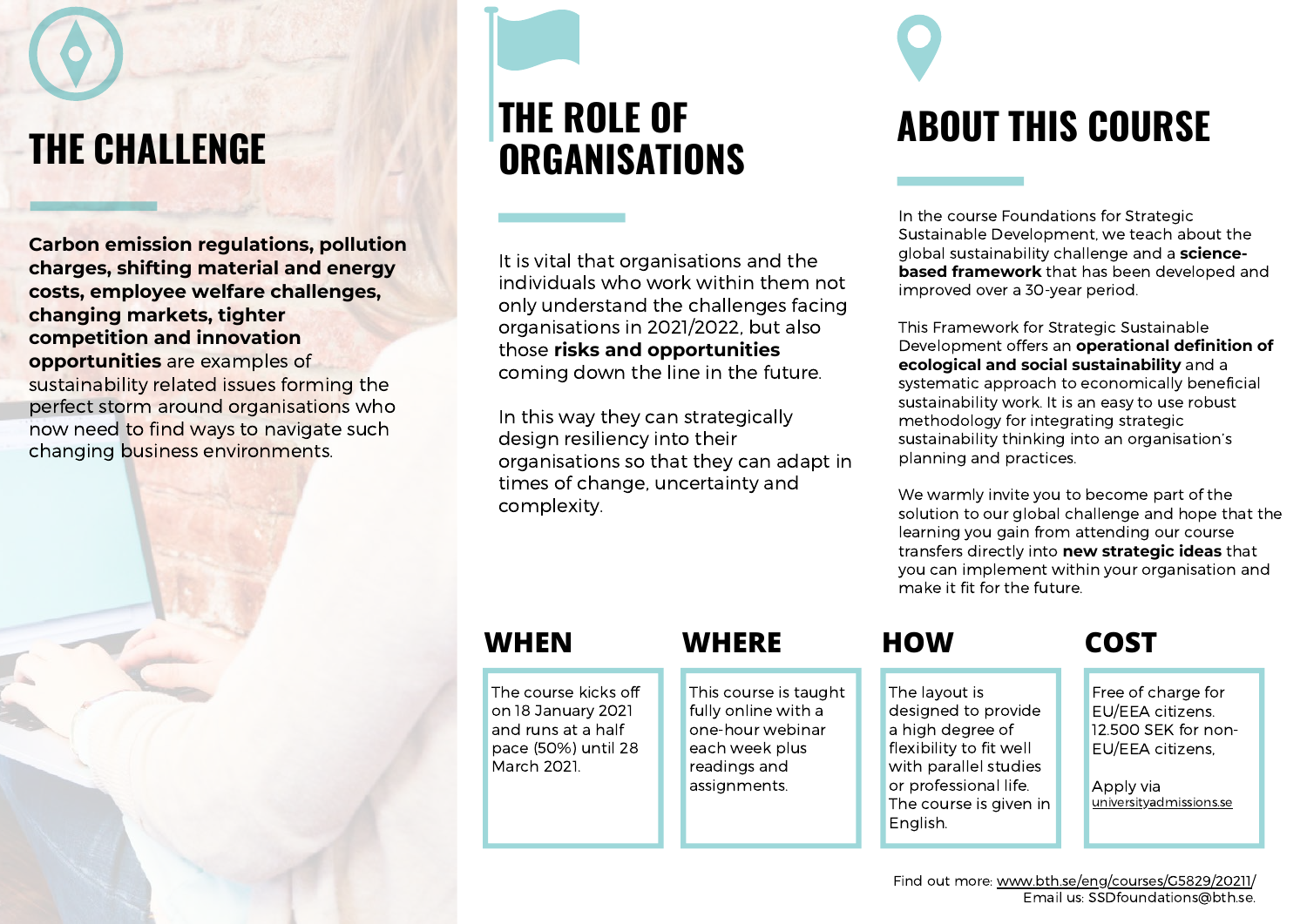# THE CHALLENGE

**Carbon emission regulations, pollution charges, shifting material and energy costs, employee welfare challenges, changing markets, tighter competition and innovation opportunities** are examples of sustainability related issues forming the perfect storm around organisations who now need to find ways to navigate such changing business environments.

# THE ROLE OF ORGANISATIONS

It is vital that organisations and the individuals who work within them not only understand the challenges facing organisations in 2021/2022, but also those **risks and opportunities** coming down the line in the future.

In this way they can strategically design resiliency into their organisations so that they can adapt in times of change, uncertainty and complexity.

# ABOUT THIS COURSE

In the course Foundations for Strategic Sustainable Development, we teach about the global sustainability challenge and a **science-based framework** that has been developed and improved over a 30-year period.

This Framework for Strategic Sustainable Development offers an **operational definition of ecological and social sustainability** and a systematic approach to economically beneficial sustainability work. It is an easy to use robust methodology for integrating strategic sustainability thinking into an organisation's planning and practices.

We warmly invite you to become part of the solution to our global challenge and hope that the learning you gain from attending our course transfers directly into **new strategic ideas** that you can implement within your organisation and make it fit for the future.

## WHEN

The course kicks off on 18 January 2021 and runs at a half pace (50%) until 28 March 2021.

## WHERE

This course is taught fully online with a one-hour webinar each week plus readings and assignments.

## HOW

The layout is designed to provide a high degree of flexibility to fit well with parallel studies or professional life. The course is given in English.

## COST

Free of charge for EU/EEA citizens. 12.500 SEK for non-EU/EEA citizens,

Apply via universityadmissions.se

Find out more: www.bth.se/eng/courses/G5829/20211/
Email us: SSDfoundations@bth.se.